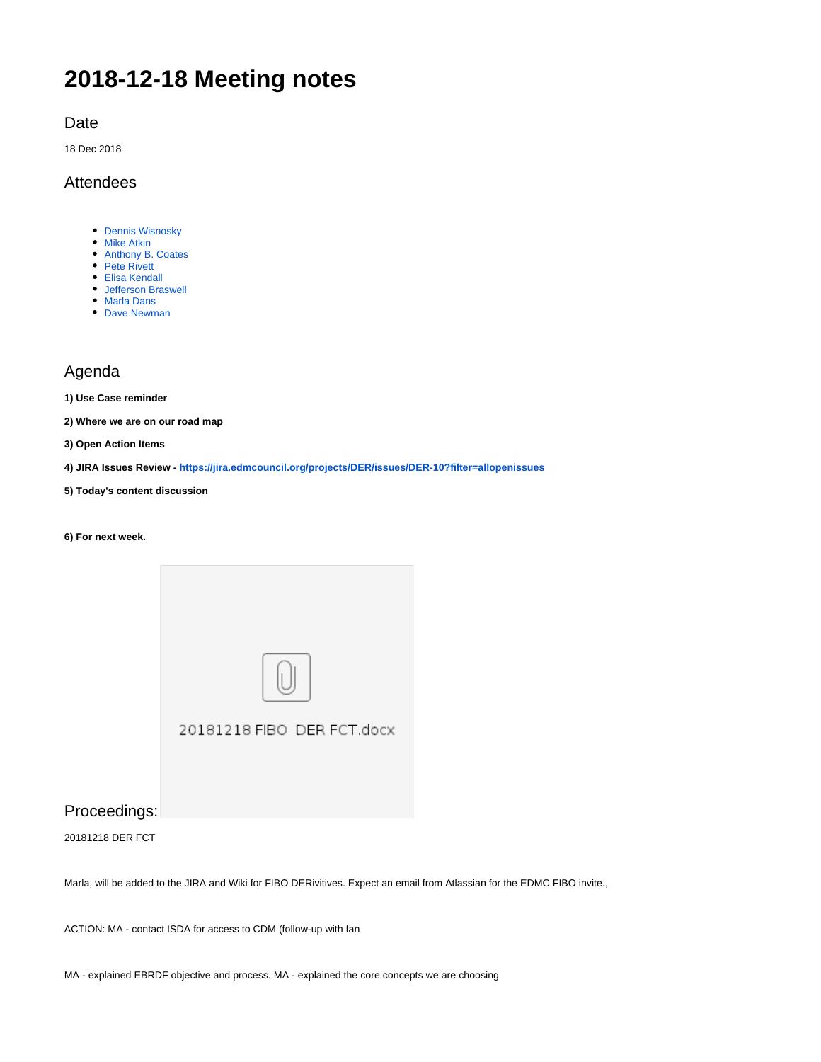# 2018-12-18 Meeting notes

## Date

18 Dec 2018

## Attendees

- Dennis Wisnosky
- Mike Atkin
- Anthony B. Coates
- Pete Rivett
- Elisa Kendall
- Jefferson Braswell
- Marla Dans
- Dave Newman

## Agenda

**1) Use Case reminder**

**2) Where we are on our road map**

**3) Open Action Items**

**4) JIRA Issues Review - https://jira.edmcouncil.org/projects/DER/issues/DER-10?filter=allopenissues**

**5) Today's content discussion**

**6) For next week.**

20181218 FIBO DER FCT.docx

## Proceedings:

20181218 DER FCT

Marla, will be added to the JIRA and Wiki for FIBO DERivitives. Expect an email from Atlassian for the EDMC FIBO invite.,

ACTION: MA - contact ISDA for access to CDM (follow-up with Ian

MA - explained EBRDF objective and process. MA - explained the core concepts we are choosing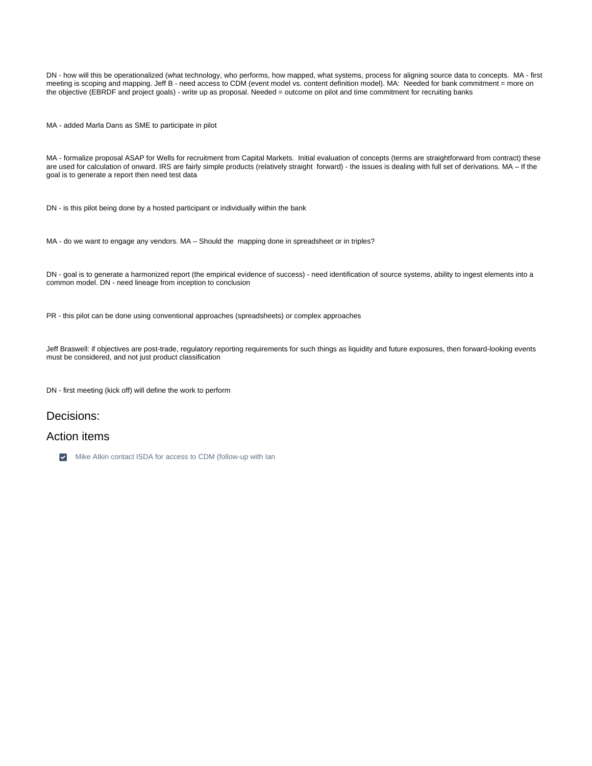DN - how will this be operationalized (what technology, who performs, how mapped, what systems, process for aligning source data to concepts. MA - first meeting is scoping and mapping. Jeff B - need access to CDM (event model vs. content definition model). MA: Needed for bank commitment = more on the objective (EBRDF and project goals) - write up as proposal. Needed = outcome on pilot and time commitment for recruiting banks

MA - added Marla Dans as SME to participate in pilot

MA - formalize proposal ASAP for Wells for recruitment from Capital Markets. Initial evaluation of concepts (terms are straightforward from contract) these are used for calculation of onward. IRS are fairly simple products (relatively straight forward) - the issues is dealing with full set of derivations. MA – If the goal is to generate a report then need test data

DN - is this pilot being done by a hosted participant or individually within the bank

MA - do we want to engage any vendors. MA – Should the mapping done in spreadsheet or in triples?

DN - goal is to generate a harmonized report (the empirical evidence of success) - need identification of source systems, ability to ingest elements into a common model. DN - need lineage from inception to conclusion

PR - this pilot can be done using conventional approaches (spreadsheets) or complex approaches

Jeff Braswell: if objectives are post-trade, regulatory reporting requirements for such things as liquidity and future exposures, then forward-looking events must be considered, and not just product classification

DN - first meeting (kick off) will define the work to perform

## Decisions:

## Action items

- [x] Mike Atkin contact ISDA for access to CDM (follow-up with Ian